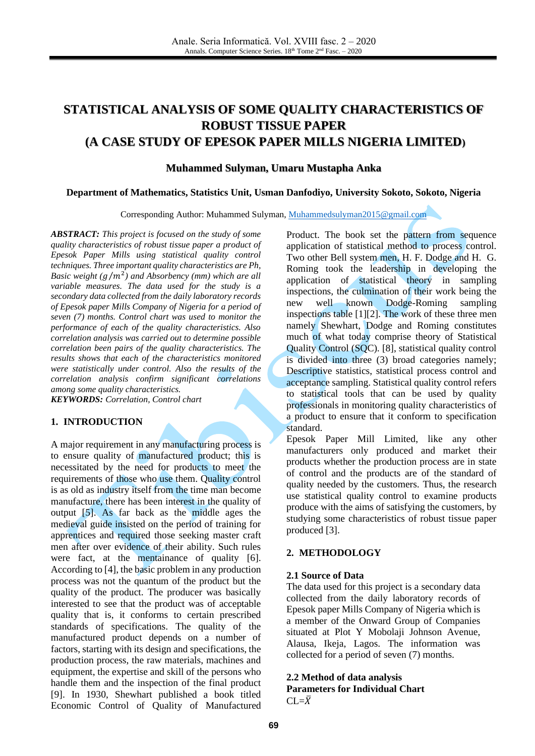# STATISTICAL ANALYSIS OF SOME QUALITY CHARACTERISTICS OF ROBUST TISSUE PAPER (A CASE STUDY OF EPESOK PAPER MILLS NIGERIA LIMITED)

**Muhammed Sulyman, Umaru Mustapha Anka**

**Department of Mathematics, Statistics Unit, Usman Danfodiyo, University Sokoto, Sokoto, Nigeria**

Corresponding Author: Muhammed Sulyman, Muhammedsulyman2015@gmail.com

***ABSTRACT:*** *This project is focused on the study of some quality characteristics of robust tissue paper a product of Epesok Paper Mills using statistical quality control techniques. Three important quality characteristics are Ph, Basic weight* $(g/m^2)$ *and Absorbency (mm) which are all variable measures. The data used for the study is a secondary data collected from the daily laboratory records of Epesok paper Mills Company of Nigeria for a period of seven (7) months. Control chart was used to monitor the performance of each of the quality characteristics. Also correlation analysis was carried out to determine possible correlation been pairs of the quality characteristics. The results shows that each of the characteristics monitored were statistically under control. Also the results of the correlation analysis confirm significant correlations among some quality characteristics.*

***KEYWORDS:*** *Correlation, Control chart*

## 1. INTRODUCTION

A major requirement in any manufacturing process is to ensure quality of manufactured product; this is necessitated by the need for products to meet the requirements of those who use them. Quality control is as old as industry itself from the time man become manufacture, there has been interest in the quality of output [5]. As far back as the middle ages the medieval guide insisted on the period of training for apprentices and required those seeking master craft men after over evidence of their ability. Such rules were fact, at the mentainance of quality [6]. According to [4], the basic problem in any production process was not the quantum of the product but the quality of the product. The producer was basically interested to see that the product was of acceptable quality that is, it conforms to certain prescribed standards of specifications. The quality of the manufactured product depends on a number of factors, starting with its design and specifications, the production process, the raw materials, machines and equipment, the expertise and skill of the persons who handle them and the inspection of the final product [9]. In 1930, Shewhart published a book titled Economic Control of Quality of Manufactured Product. The book set the pattern from sequence application of statistical method to process control. Two other Bell system men, H. F. Dodge and H. G. Roming took the leadership in developing the application of statistical theory in sampling inspections, the culmination of their work being the new well known Dodge-Roming sampling inspections table [1][2]. The work of these three men namely Shewhart, Dodge and Roming constitutes much of what today comprise theory of Statistical Quality Control (SQC). [8], statistical quality control is divided into three (3) broad categories namely; Descriptive statistics, statistical process control and acceptance sampling. Statistical quality control refers to statistical tools that can be used by quality professionals in monitoring quality characteristics of a product to ensure that it conform to specification standard.

Epesok Paper Mill Limited, like any other manufacturers only produced and market their products whether the production process are in state of control and the products are of the standard of quality needed by the customers. Thus, the research use statistical quality control to examine products produce with the aims of satisfying the customers, by studying some characteristics of robust tissue paper produced [3].

## 2. METHODOLOGY

### 2.1 Source of Data

The data used for this project is a secondary data collected from the daily laboratory records of Epesok paper Mills Company of Nigeria which is a member of the Onward Group of Companies situated at Plot Y Mobolaji Johnson Avenue, Alausa, Ikeja, Lagos. The information was collected for a period of seven (7) months.

### 2.2 Method of data analysis

**Parameters for Individual Chart**

CL=$\bar{X}$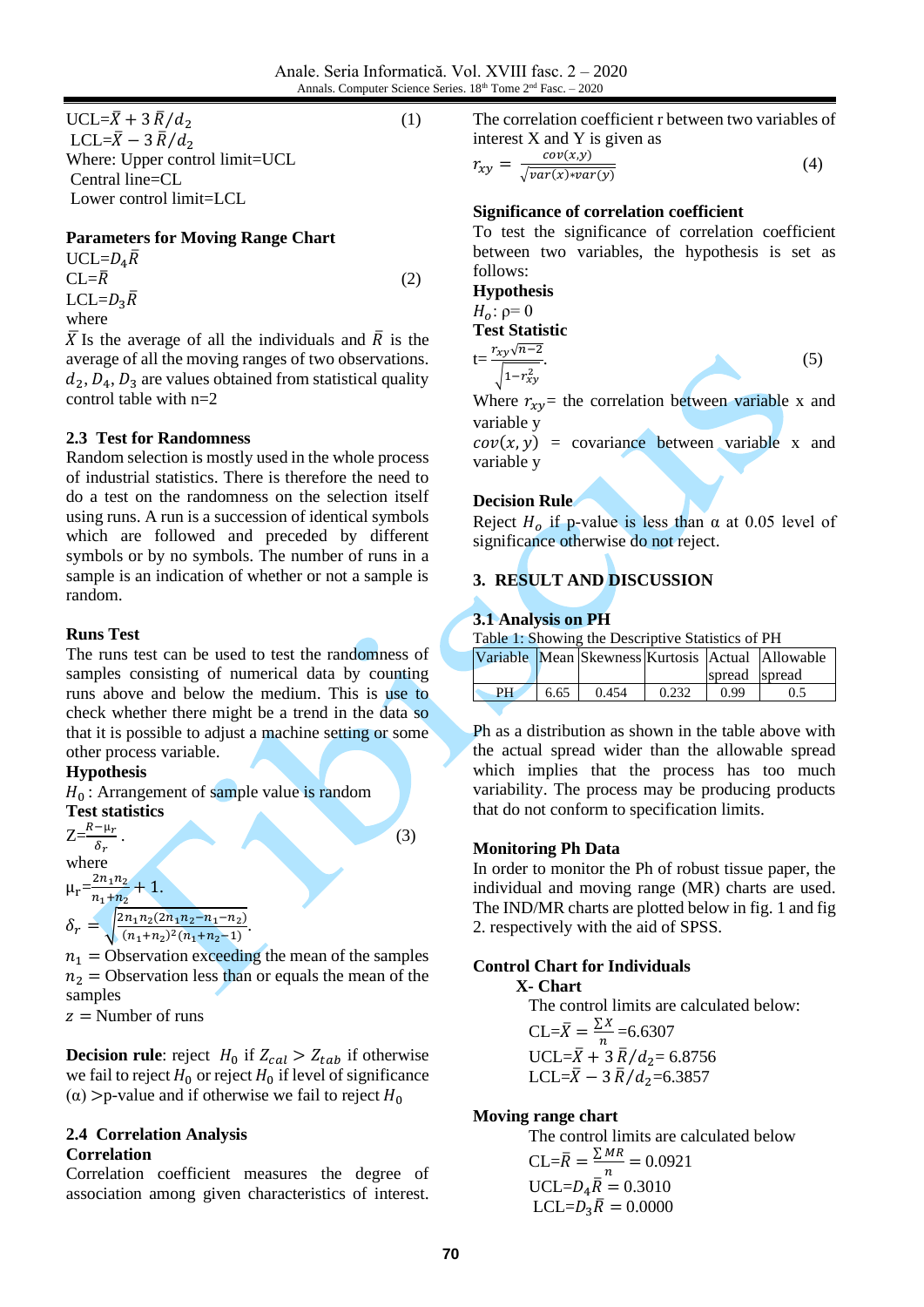$$\text{UCL}=\bar{X}+3\,\bar{R}/d_2 \qquad (1)$$

$$\text{LCL}=\bar{X}-3\,\bar{R}/d_2$$

Where: Upper control limit=UCL

Central line=CL

Lower control limit=LCL

**Parameters for Moving Range Chart**

$$\text{UCL}=D_4\bar{R}$$

$$\text{CL}=\bar{R} \qquad (2)$$

$$\text{LCL}=D_3\bar{R}$$

where

$\bar{X}$ Is the average of all the individuals and $\bar{R}$ is the average of all the moving ranges of two observations. $d_2, D_4, D_3$ are values obtained from statistical quality control table with n=2

### 2.3 Test for Randomness

Random selection is mostly used in the whole process of industrial statistics. There is therefore the need to do a test on the randomness on the selection itself using runs. A run is a succession of identical symbols which are followed and preceded by different symbols or by no symbols. The number of runs in a sample is an indication of whether or not a sample is random.

**Runs Test**

The runs test can be used to test the randomness of samples consisting of numerical data by counting runs above and below the medium. This is use to check whether there might be a trend in the data so that it is possible to adjust a machine setting or some other process variable.

**Hypothesis**

$H_0$ : Arrangement of sample value is random

**Test statistics**

$$Z=\frac{R-\mu_r}{\delta_r}. \qquad (3)$$

where

$$\mu_r=\frac{2n_1n_2}{n_1+n_2}+1.$$

$$\delta_r=\sqrt{\frac{2n_1n_2(2n_1n_2-n_1-n_2)}{(n_1+n_2)^2(n_1+n_2-1)}}.$$

$n_1$ = Observation exceeding the mean of the samples

$n_2$ = Observation less than or equals the mean of the samples

$z$ = Number of runs

**Decision rule**: reject $H_0$ if $Z_{cal} > Z_{tab}$ if otherwise we fail to reject $H_0$ or reject $H_0$ if level of significance (α) >p-value and if otherwise we fail to reject $H_0$

### 2.4 Correlation Analysis

**Correlation**

Correlation coefficient measures the degree of association among given characteristics of interest. The correlation coefficient r between two variables of interest X and Y is given as

$$r_{xy} = \frac{cov(x,y)}{\sqrt{var(x)*var(y)}} \qquad (4)$$

**Significance of correlation coefficient**

To test the significance of correlation coefficient between two variables, the hypothesis is set as follows:

**Hypothesis**

$H_o$: ρ= 0

**Test Statistic**

$$t=\frac{r_{xy}\sqrt{n-2}}{\sqrt{1-r_{xy}^2}}. \qquad (5)$$

Where $r_{xy}$= the correlation between variable x and variable y

$cov(x,y)$ = covariance between variable x and variable y

**Decision Rule**

Reject $H_o$ if p-value is less than α at 0.05 level of significance otherwise do not reject.

## 3. RESULT AND DISCUSSION

### 3.1 Analysis on PH

Table 1: Showing the Descriptive Statistics of PH

| Variable | Mean | Skewness | Kurtosis | Actual spread | Allowable spread |
|---|---|---|---|---|---|
| PH | 6.65 | 0.454 | 0.232 | 0.99 | 0.5 |

Ph as a distribution as shown in the table above with the actual spread wider than the allowable spread which implies that the process has too much variability. The process may be producing products that do not conform to specification limits.

**Monitoring Ph Data**

In order to monitor the Ph of robust tissue paper, the individual and moving range (MR) charts are used. The IND/MR charts are plotted below in fig. 1 and fig 2. respectively with the aid of SPSS.

**Control Chart for Individuals**

**X- Chart**

The control limits are calculated below:

$$\text{CL}=\bar{X}=\frac{\sum X}{n}=6.6307$$

$$\text{UCL}=\bar{X}+3\,\bar{R}/d_2=6.8756$$

$$\text{LCL}=\bar{X}-3\,\bar{R}/d_2=6.3857$$

**Moving range chart**

The control limits are calculated below

$$\text{CL}=\bar{R}=\frac{\sum MR}{n}=0.0921$$

$$\text{UCL}=D_4\bar{R}=0.3010$$

$$\text{LCL}=D_3\bar{R}=0.0000$$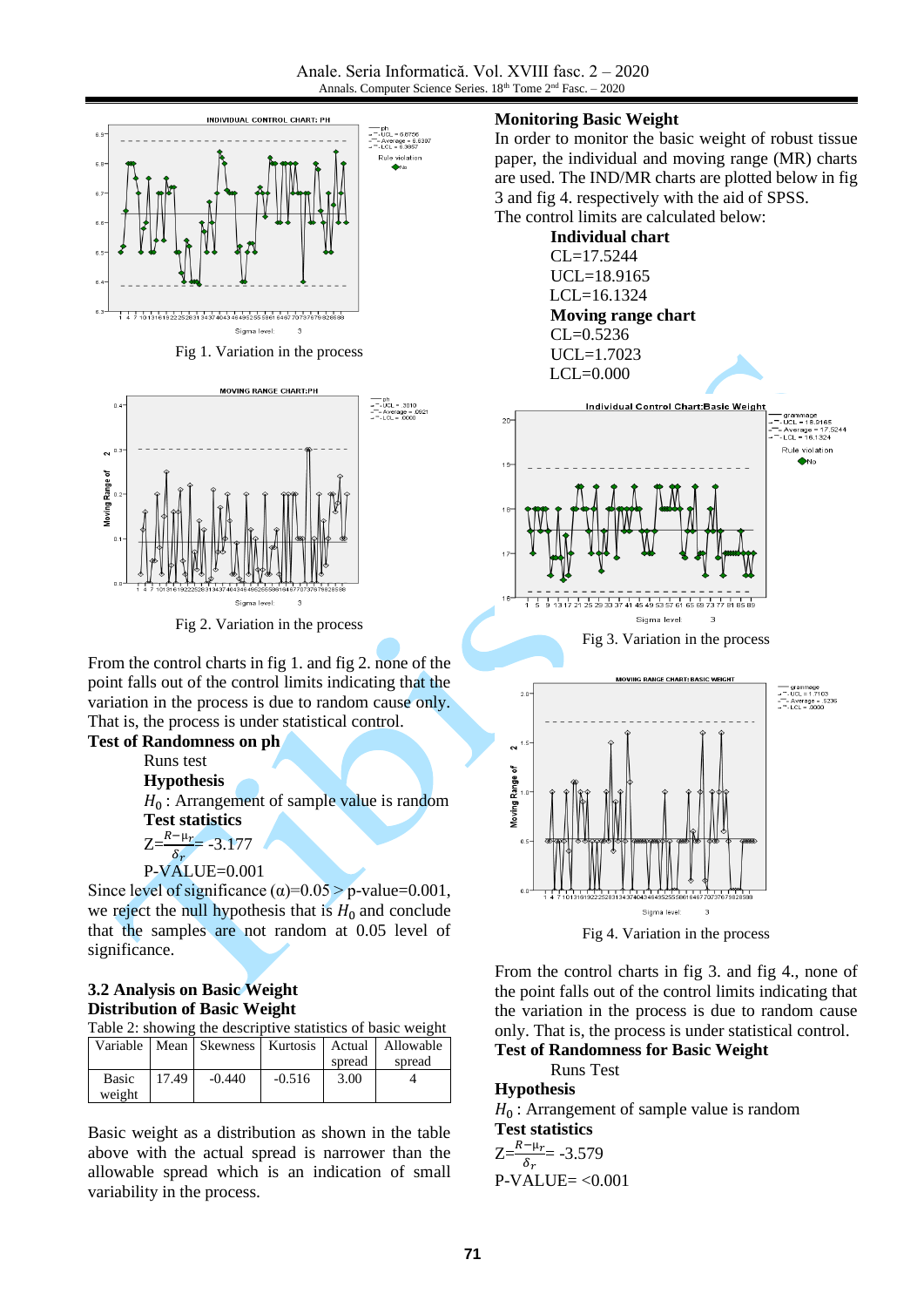Fig 1. Variation in the process

Fig 2. Variation in the process

From the control charts in fig 1. and fig 2. none of the point falls out of the control limits indicating that the variation in the process is due to random cause only. That is, the process is under statistical control.

**Test of Randomness on ph**

Runs test

**Hypothesis**

$H_0$ : Arrangement of sample value is random

**Test statistics**

$Z=\frac{R-\mu_r}{\delta_r}= -3.177$

P-VALUE=0.001

Since level of significance (α)=0.05 > p-value=0.001, we reject the null hypothesis that is $H_0$ and conclude that the samples are not random at 0.05 level of significance.

### 3.2 Analysis on Basic Weight

**Distribution of Basic Weight**

Table 2: showing the descriptive statistics of basic weight

| Variable | Mean | Skewness | Kurtosis | Actual spread | Allowable spread |
|---|---|---|---|---|---|
| Basic weight | 17.49 | -0.440 | -0.516 | 3.00 | 4 |

Basic weight as a distribution as shown in the table above with the actual spread is narrower than the allowable spread which is an indication of small variability in the process.

**Monitoring Basic Weight**

In order to monitor the basic weight of robust tissue paper, the individual and moving range (MR) charts are used. The IND/MR charts are plotted below in fig 3 and fig 4. respectively with the aid of SPSS.

The control limits are calculated below:

**Individual chart**

CL=17.5244

UCL=18.9165

LCL=16.1324

**Moving range chart**

CL=0.5236

UCL=1.7023

LCL=0.000

Fig 3. Variation in the process

Fig 4. Variation in the process

From the control charts in fig 3. and fig 4., none of the point falls out of the control limits indicating that the variation in the process is due to random cause only. That is, the process is under statistical control.

**Test of Randomness for Basic Weight**

Runs Test

**Hypothesis**

$H_0$ : Arrangement of sample value is random

**Test statistics**

$Z=\frac{R-\mu_r}{\delta_r}= -3.579$

P-VALUE= <0.001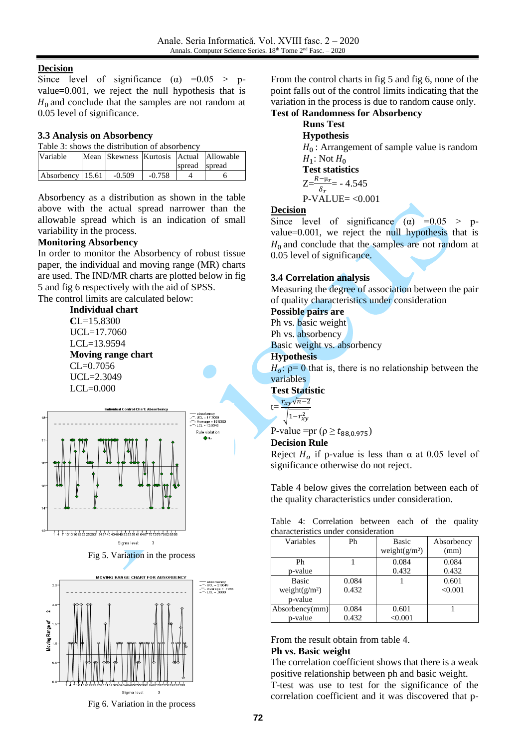## Decision

Since level of significance (α) =0.05 > p-value=0.001, we reject the null hypothesis that is $H_0$ and conclude that the samples are not random at 0.05 level of significance.

### 3.3 Analysis on Absorbency

Table 3: shows the distribution of absorbency

| Variable | Mean | Skewness | Kurtosis | Actual spread | Allowable spread |
|---|---|---|---|---|---|
| Absorbency | 15.61 | -0.509 | -0.758 | 4 | 6 |

Absorbency as a distribution as shown in the table above with the actual spread narrower than the allowable spread which is an indication of small variability in the process.

**Monitoring Absorbency**

In order to monitor the Absorbency of robust tissue paper, the individual and moving range (MR) charts are used. The IND/MR charts are plotted below in fig 5 and fig 6 respectively with the aid of SPSS.

The control limits are calculated below:

**Individual chart**

CL=15.8300
UCL=17.7060
LCL=13.9594

**Moving range chart**

CL=0.7056
UCL=2.3049
LCL=0.000

Fig 5. Variation in the process

Fig 6. Variation in the process

From the control charts in fig 5 and fig 6, none of the point falls out of the control limits indicating that the variation in the process is due to random cause only.

**Test of Randomness for Absorbency**

**Runs Test**

**Hypothesis**

$H_0$ : Arrangement of sample value is random
$H_1$: Not $H_0$

**Test statistics**

$Z=\frac{R-\mu_r}{\delta_r}= -4.545$

P-VALUE= <0.001

## Decision

Since level of significance (α) =0.05 > p-value=0.001, we reject the null hypothesis that is $H_0$ and conclude that the samples are not random at 0.05 level of significance.

### 3.4 Correlation analysis

Measuring the degree of association between the pair of quality characteristics under consideration

**Possible pairs are**

Ph vs. basic weight
Ph vs. absorbency
Basic weight vs. absorbency

**Hypothesis**

$H_o$: ρ= 0 that is, there is no relationship between the variables

**Test Statistic**

$$t=\frac{r_{xy}\sqrt{n-2}}{\sqrt{1-r_{xy}^2}}$$

P-value =pr $(\rho \geq t_{88,0.975})$

**Decision Rule**

Reject $H_o$ if p-value is less than α at 0.05 level of significance otherwise do not reject.

Table 4 below gives the correlation between each of the quality characteristics under consideration.

Table 4: Correlation between each of the quality characteristics under consideration

| Variables | Ph | Basic weight(g/m²) | Absorbency (mm) |
|---|---|---|---|
| Ph<br>p-value | 1 | 0.084<br>0.432 | 0.084<br>0.432 |
| Basic weight(g/m²)<br>p-value | 0.084<br>0.432 | 1 | 0.601<br><0.001 |
| Absorbency(mm)<br>p-value | 0.084<br>0.432 | 0.601<br><0.001 | 1 |

From the result obtain from table 4.

**Ph vs. Basic weight**

The correlation coefficient shows that there is a weak positive relationship between ph and basic weight. T-test was use to test for the significance of the correlation coefficient and it was discovered that p-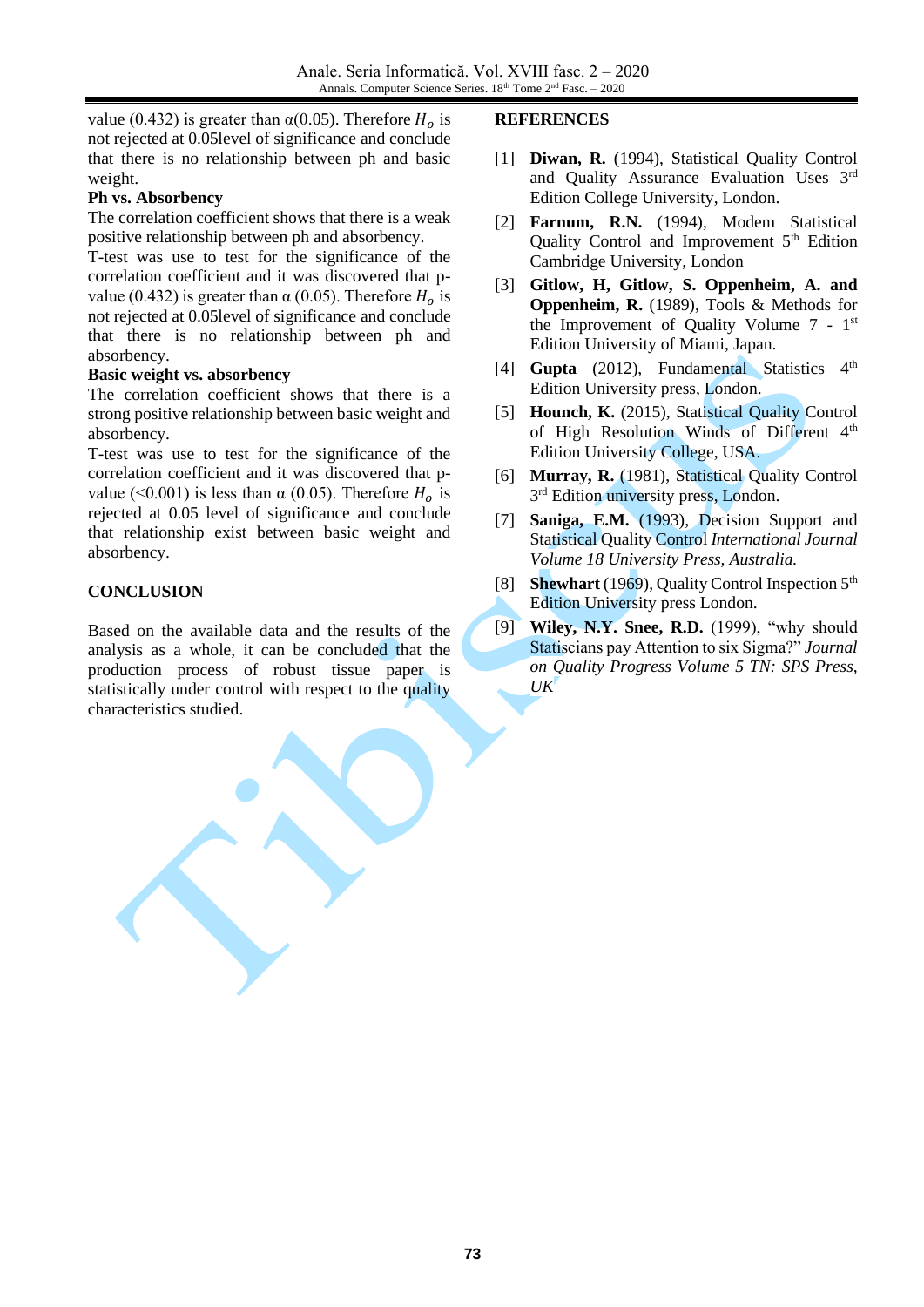value (0.432) is greater than α(0.05). Therefore $H_o$ is not rejected at 0.05level of significance and conclude that there is no relationship between ph and basic weight.

**Ph vs. Absorbency**

The correlation coefficient shows that there is a weak positive relationship between ph and absorbency.

T-test was use to test for the significance of the correlation coefficient and it was discovered that p-value (0.432) is greater than α (0.05). Therefore $H_o$ is not rejected at 0.05level of significance and conclude that there is no relationship between ph and absorbency.

**Basic weight vs. absorbency**

The correlation coefficient shows that there is a strong positive relationship between basic weight and absorbency.

T-test was use to test for the significance of the correlation coefficient and it was discovered that p-value (<0.001) is less than α (0.05). Therefore $H_o$ is rejected at 0.05 level of significance and conclude that relationship exist between basic weight and absorbency.

## CONCLUSION

Based on the available data and the results of the analysis as a whole, it can be concluded that the production process of robust tissue paper is statistically under control with respect to the quality characteristics studied.

## REFERENCES

[1] **Diwan, R.** (1994), Statistical Quality Control and Quality Assurance Evaluation Uses 3rd Edition College University, London.

[2] **Farnum, R.N.** (1994), Modem Statistical Quality Control and Improvement 5th Edition Cambridge University, London

[3] **Gitlow, H, Gitlow, S. Oppenheim, A. and Oppenheim, R.** (1989), Tools & Methods for the Improvement of Quality Volume 7 - 1st Edition University of Miami, Japan.

[4] **Gupta** (2012), Fundamental Statistics 4th Edition University press, London.

[5] **Hounch, K.** (2015), Statistical Quality Control of High Resolution Winds of Different 4th Edition University College, USA.

[6] **Murray, R.** (1981), Statistical Quality Control 3rd Edition university press, London.

[7] **Saniga, E.M.** (1993), Decision Support and Statistical Quality Control *International Journal Volume 18 University Press, Australia.*

[8] **Shewhart** (1969), Quality Control Inspection 5th Edition University press London.

[9] **Wiley, N.Y. Snee, R.D.** (1999), "why should Statiscians pay Attention to six Sigma?" *Journal on Quality Progress Volume 5 TN: SPS Press, UK*